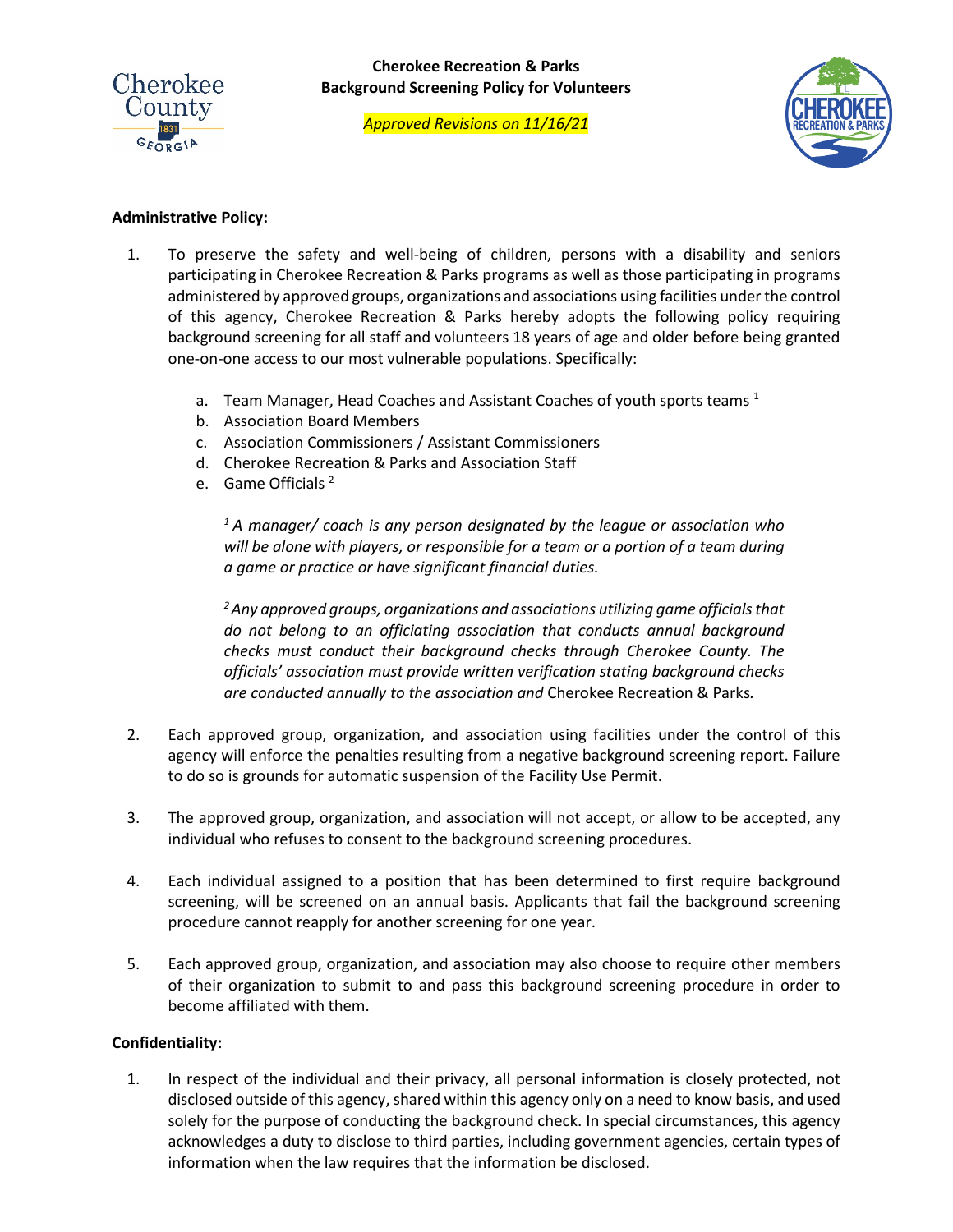# Cherokee Recreation & Parks
## Background Screening Policy for Volunteers

*Approved Revisions on 11/16/21*

**Administrative Policy:**

1. To preserve the safety and well-being of children, persons with a disability and seniors participating in Cherokee Recreation & Parks programs as well as those participating in programs administered by approved groups, organizations and associations using facilities under the control of this agency, Cherokee Recreation & Parks hereby adopts the following policy requiring background screening for all staff and volunteers 18 years of age and older before being granted one-on-one access to our most vulnerable populations. Specifically:

   a. Team Manager, Head Coaches and Assistant Coaches of youth sports teams [1]
   b. Association Board Members
   c. Association Commissioners / Assistant Commissioners
   d. Cherokee Recreation & Parks and Association Staff
   e. Game Officials [2]

   *[1] A manager/ coach is any person designated by the league or association who will be alone with players, or responsible for a team or a portion of a team during a game or practice or have significant financial duties.*

   *[2] Any approved groups, organizations and associations utilizing game officials that do not belong to an officiating association that conducts annual background checks must conduct their background checks through Cherokee County. The officials' association must provide written verification stating background checks are conducted annually to the association and* Cherokee Recreation & Parks.

2. Each approved group, organization, and association using facilities under the control of this agency will enforce the penalties resulting from a negative background screening report. Failure to do so is grounds for automatic suspension of the Facility Use Permit.

3. The approved group, organization, and association will not accept, or allow to be accepted, any individual who refuses to consent to the background screening procedures.

4. Each individual assigned to a position that has been determined to first require background screening, will be screened on an annual basis. Applicants that fail the background screening procedure cannot reapply for another screening for one year.

5. Each approved group, organization, and association may also choose to require other members of their organization to submit to and pass this background screening procedure in order to become affiliated with them.

**Confidentiality:**

1. In respect of the individual and their privacy, all personal information is closely protected, not disclosed outside of this agency, shared within this agency only on a need to know basis, and used solely for the purpose of conducting the background check. In special circumstances, this agency acknowledges a duty to disclose to third parties, including government agencies, certain types of information when the law requires that the information be disclosed.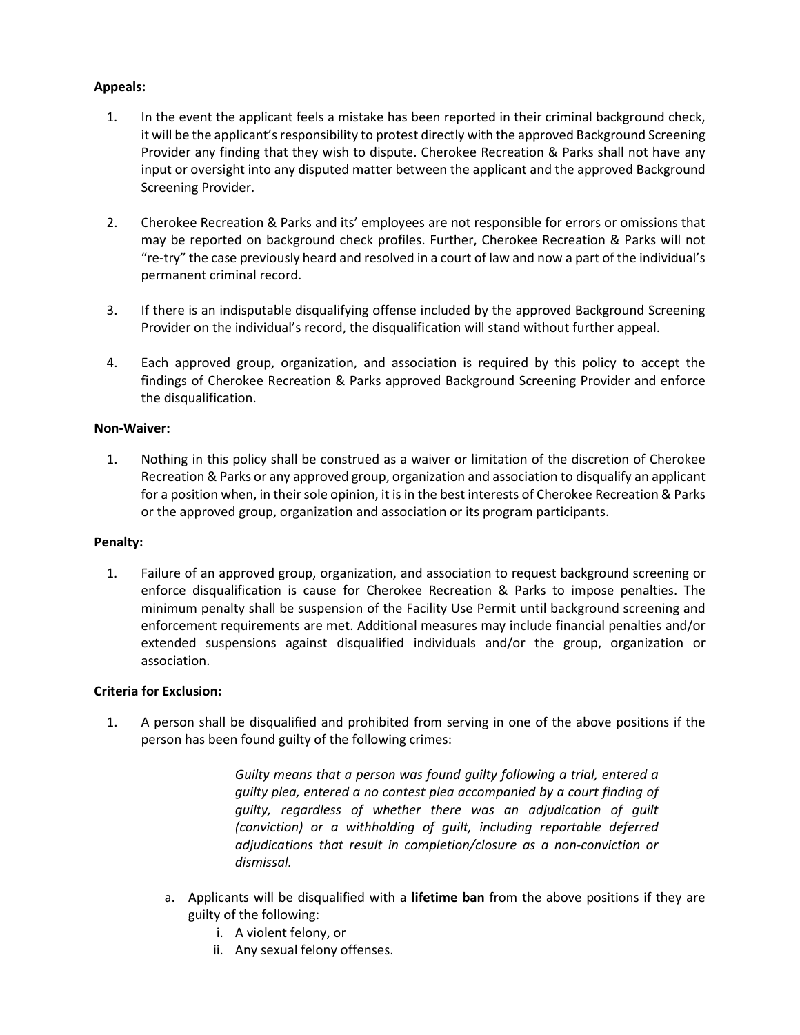**Appeals:**

1. In the event the applicant feels a mistake has been reported in their criminal background check, it will be the applicant's responsibility to protest directly with the approved Background Screening Provider any finding that they wish to dispute. Cherokee Recreation & Parks shall not have any input or oversight into any disputed matter between the applicant and the approved Background Screening Provider.

2. Cherokee Recreation & Parks and its' employees are not responsible for errors or omissions that may be reported on background check profiles. Further, Cherokee Recreation & Parks will not "re-try" the case previously heard and resolved in a court of law and now a part of the individual's permanent criminal record.

3. If there is an indisputable disqualifying offense included by the approved Background Screening Provider on the individual's record, the disqualification will stand without further appeal.

4. Each approved group, organization, and association is required by this policy to accept the findings of Cherokee Recreation & Parks approved Background Screening Provider and enforce the disqualification.

**Non-Waiver:**

1. Nothing in this policy shall be construed as a waiver or limitation of the discretion of Cherokee Recreation & Parks or any approved group, organization and association to disqualify an applicant for a position when, in their sole opinion, it is in the best interests of Cherokee Recreation & Parks or the approved group, organization and association or its program participants.

**Penalty:**

1. Failure of an approved group, organization, and association to request background screening or enforce disqualification is cause for Cherokee Recreation & Parks to impose penalties. The minimum penalty shall be suspension of the Facility Use Permit until background screening and enforcement requirements are met. Additional measures may include financial penalties and/or extended suspensions against disqualified individuals and/or the group, organization or association.

**Criteria for Exclusion:**

1. A person shall be disqualified and prohibited from serving in one of the above positions if the person has been found guilty of the following crimes:

   > *Guilty means that a person was found guilty following a trial, entered a guilty plea, entered a no contest plea accompanied by a court finding of guilty, regardless of whether there was an adjudication of guilt (conviction) or a withholding of guilt, including reportable deferred adjudications that result in completion/closure as a non-conviction or dismissal.*

   a. Applicants will be disqualified with a **lifetime ban** from the above positions if they are guilty of the following:
      i. A violent felony, or
      ii. Any sexual felony offenses.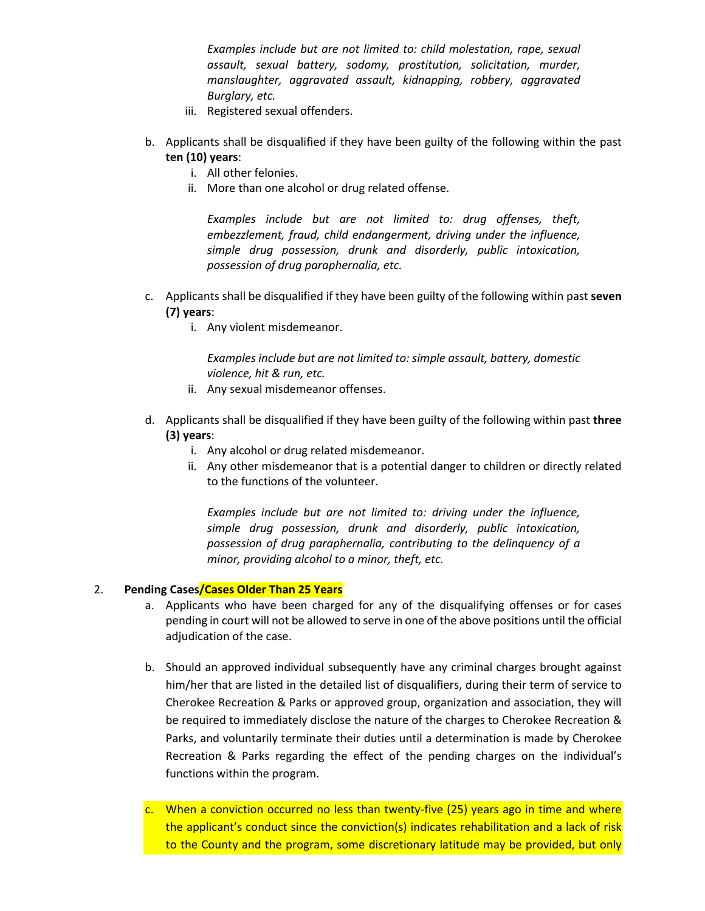*Examples include but are not limited to: child molestation, rape, sexual assault, sexual battery, sodomy, prostitution, solicitation, murder, manslaughter, aggravated assault, kidnapping, robbery, aggravated Burglary, etc.*

iii. Registered sexual offenders.

b. Applicants shall be disqualified if they have been guilty of the following within the past **ten (10) years**:

   i. All other felonies.

   ii. More than one alcohol or drug related offense.

   *Examples include but are not limited to: drug offenses, theft, embezzlement, fraud, child endangerment, driving under the influence, simple drug possession, drunk and disorderly, public intoxication, possession of drug paraphernalia, etc.*

c. Applicants shall be disqualified if they have been guilty of the following within past **seven (7) years**:

   i. Any violent misdemeanor.

   *Examples include but are not limited to: simple assault, battery, domestic violence, hit & run, etc.*

   ii. Any sexual misdemeanor offenses.

d. Applicants shall be disqualified if they have been guilty of the following within past **three (3) years**:

   i. Any alcohol or drug related misdemeanor.

   ii. Any other misdemeanor that is a potential danger to children or directly related to the functions of the volunteer.

   *Examples include but are not limited to: driving under the influence, simple drug possession, drunk and disorderly, public intoxication, possession of drug paraphernalia, contributing to the delinquency of a minor, providing alcohol to a minor, theft, etc.*

2. **Pending Cases/Cases Older Than 25 Years**

   a. Applicants who have been charged for any of the disqualifying offenses or for cases pending in court will not be allowed to serve in one of the above positions until the official adjudication of the case.

   b. Should an approved individual subsequently have any criminal charges brought against him/her that are listed in the detailed list of disqualifiers, during their term of service to Cherokee Recreation & Parks or approved group, organization and association, they will be required to immediately disclose the nature of the charges to Cherokee Recreation & Parks, and voluntarily terminate their duties until a determination is made by Cherokee Recreation & Parks regarding the effect of the pending charges on the individual's functions within the program.

   c. When a conviction occurred no less than twenty-five (25) years ago in time and where the applicant's conduct since the conviction(s) indicates rehabilitation and a lack of risk to the County and the program, some discretionary latitude may be provided, but only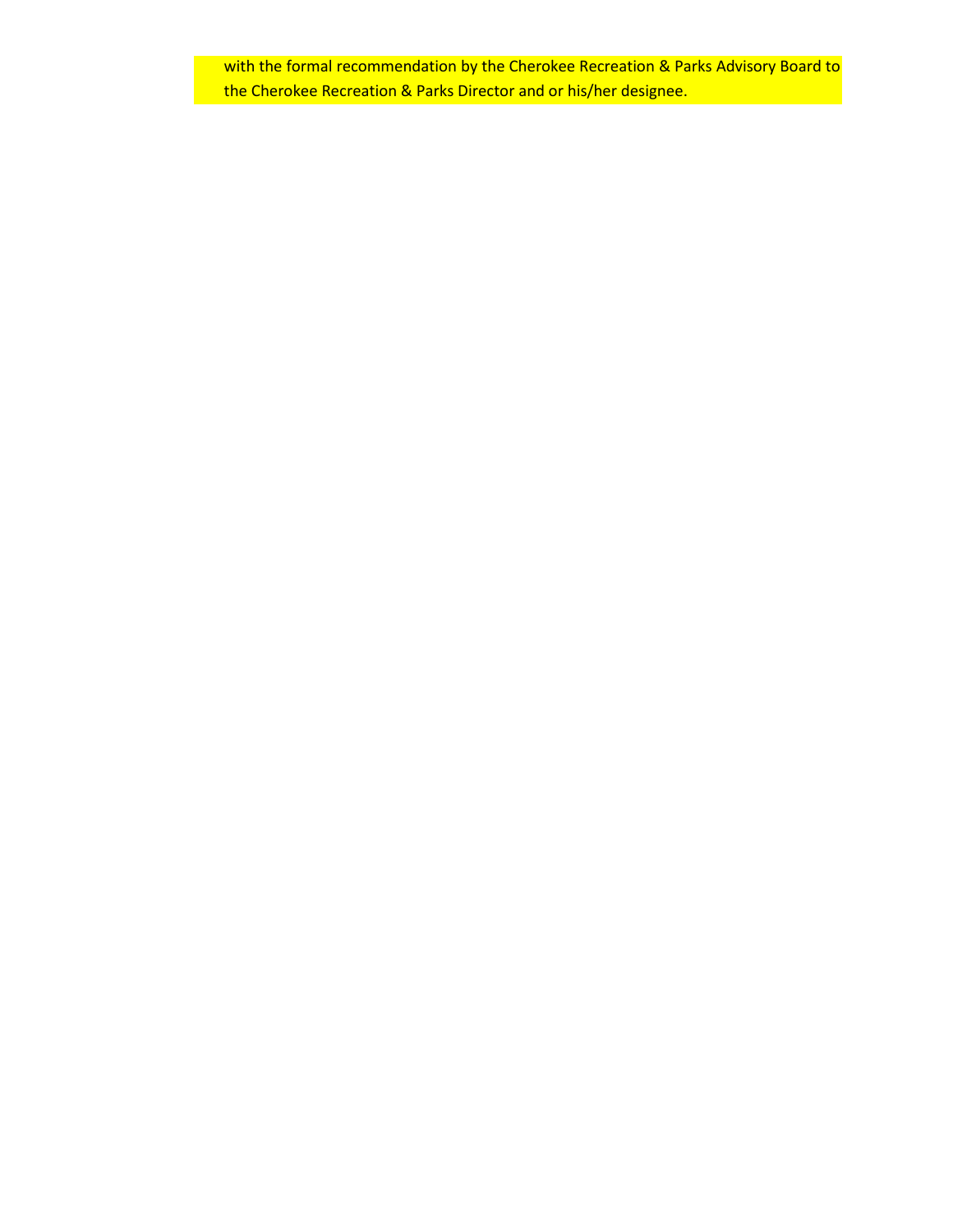with the formal recommendation by the Cherokee Recreation & Parks Advisory Board to the Cherokee Recreation & Parks Director and or his/her designee.